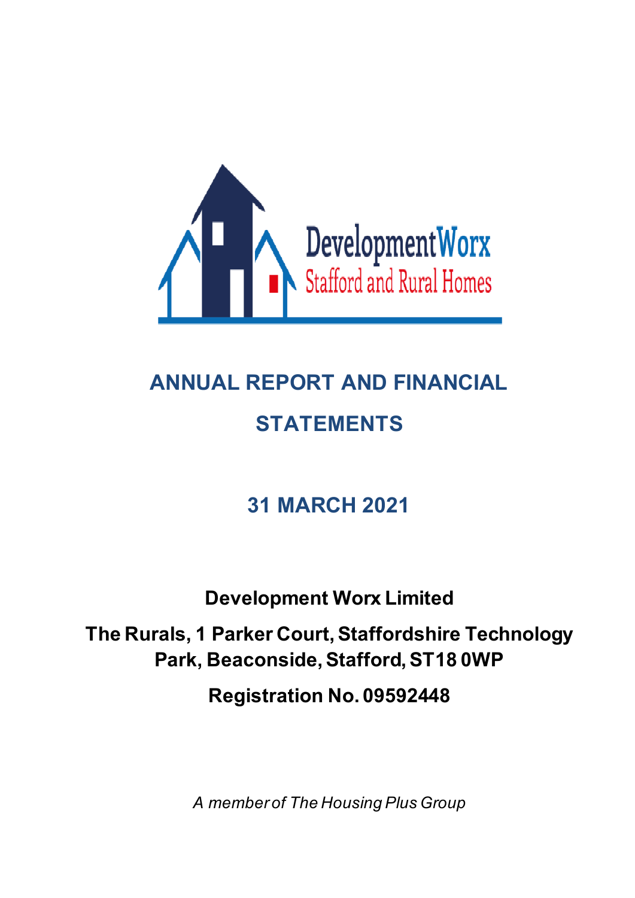DevelopmentWorx
Stafford and Rural Homes

# ANNUAL REPORT AND FINANCIAL STATEMENTS

## 31 MARCH 2021

**Development Worx Limited**

**The Rurals, 1 Parker Court, Staffordshire Technology Park, Beaconside, Stafford, ST18 0WP**

**Registration No. 09592448**

*A member of The Housing Plus Group*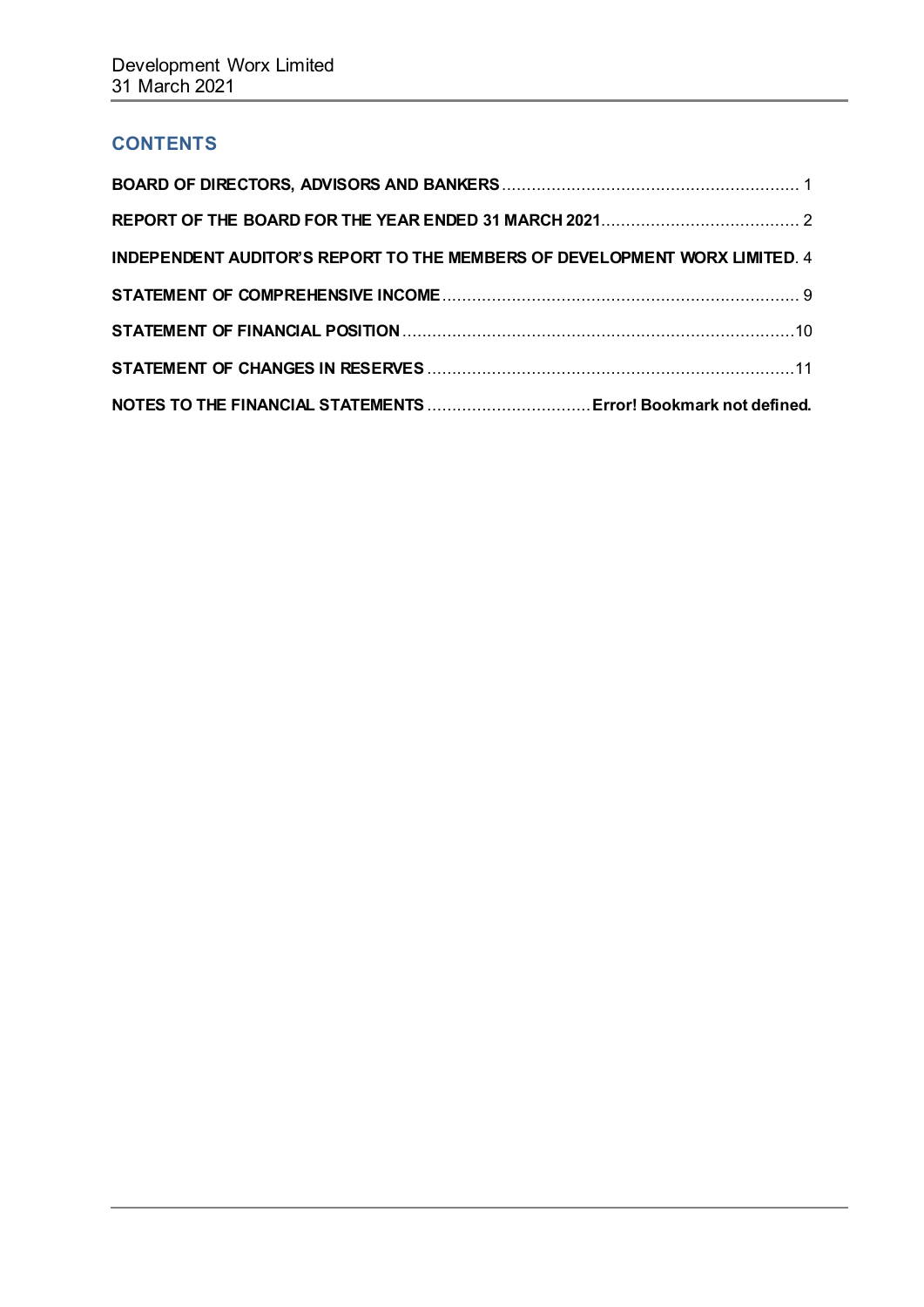## CONTENTS

| | |
|---|---|
| **BOARD OF DIRECTORS, ADVISORS AND BANKERS** | 1 |
| **REPORT OF THE BOARD FOR THE YEAR ENDED 31 MARCH 2021** | 2 |
| **INDEPENDENT AUDITOR'S REPORT TO THE MEMBERS OF DEVELOPMENT WORX LIMITED** | 4 |
| **STATEMENT OF COMPREHENSIVE INCOME** | 9 |
| **STATEMENT OF FINANCIAL POSITION** | 10 |
| **STATEMENT OF CHANGES IN RESERVES** | 11 |
| **NOTES TO THE FINANCIAL STATEMENTS** | **Error! Bookmark not defined.** |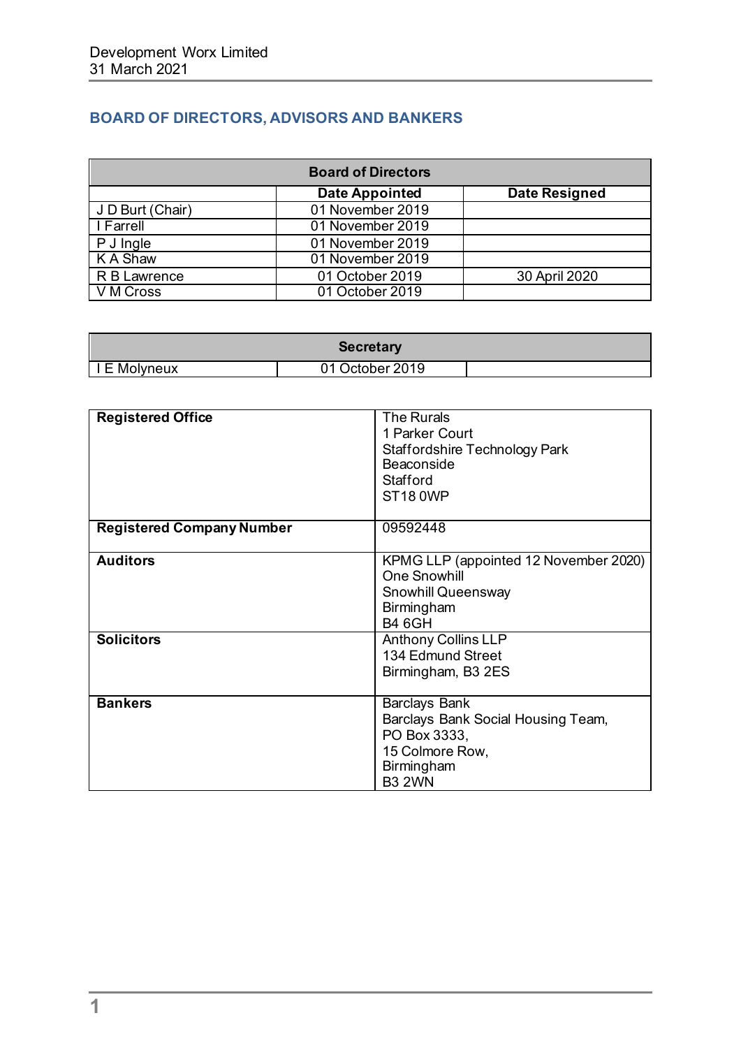## BOARD OF DIRECTORS, ADVISORS AND BANKERS

| Board of Directors | | |
|---|---|---|
| | **Date Appointed** | **Date Resigned** |
| J D Burt (Chair) | 01 November 2019 | |
| I Farrell | 01 November 2019 | |
| P J Ingle | 01 November 2019 | |
| K A Shaw | 01 November 2019 | |
| R B Lawrence | 01 October 2019 | 30 April 2020 |
| V M Cross | 01 October 2019 | |

| Secretary | | |
|---|---|---|
| I E Molyneux | 01 October 2019 | |

| | |
|---|---|
| **Registered Office** | The Rurals<br>1 Parker Court<br>Staffordshire Technology Park<br>Beaconside<br>Stafford<br>ST18 0WP |
| **Registered Company Number** | 09592448 |
| **Auditors** | KPMG LLP (appointed 12 November 2020)<br>One Snowhill<br>Snowhill Queensway<br>Birmingham<br>B4 6GH |
| **Solicitors** | Anthony Collins LLP<br>134 Edmund Street<br>Birmingham, B3 2ES |
| **Bankers** | Barclays Bank<br>Barclays Bank Social Housing Team,<br>PO Box 3333,<br>15 Colmore Row,<br>Birmingham<br>B3 2WN |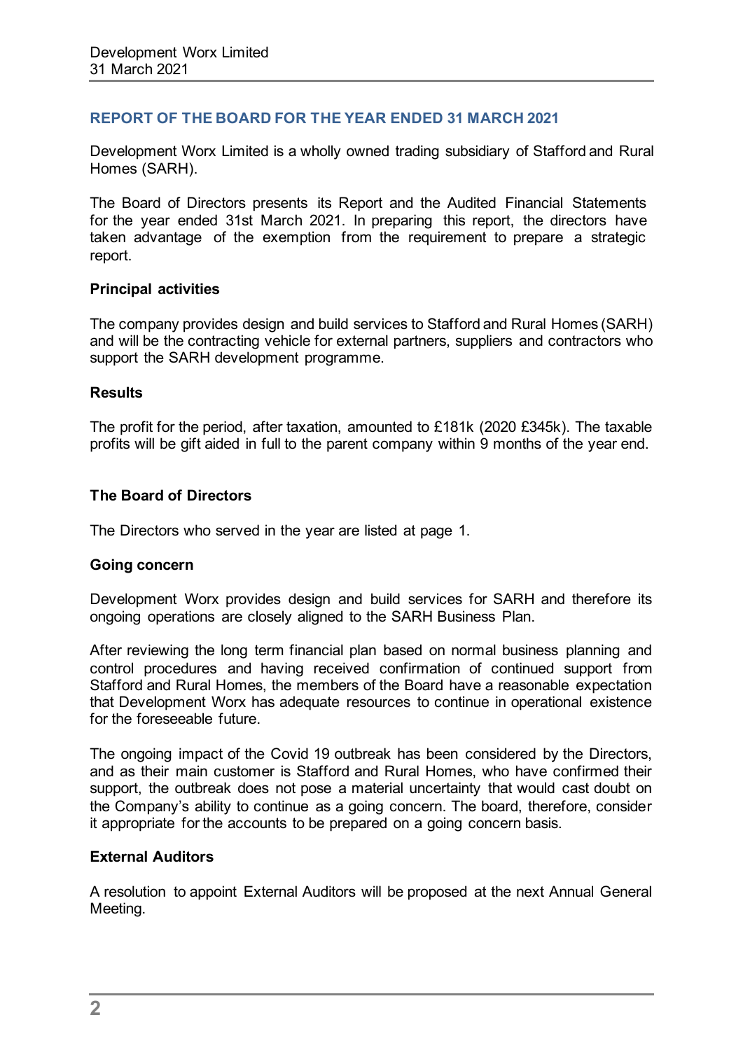## REPORT OF THE BOARD FOR THE YEAR ENDED 31 MARCH 2021

Development Worx Limited is a wholly owned trading subsidiary of Stafford and Rural Homes (SARH).

The Board of Directors presents its Report and the Audited Financial Statements for the year ended 31st March 2021. In preparing this report, the directors have taken advantage of the exemption from the requirement to prepare a strategic report.

**Principal activities**

The company provides design and build services to Stafford and Rural Homes (SARH) and will be the contracting vehicle for external partners, suppliers and contractors who support the SARH development programme.

**Results**

The profit for the period, after taxation, amounted to £181k (2020 £345k). The taxable profits will be gift aided in full to the parent company within 9 months of the year end.

**The Board of Directors**

The Directors who served in the year are listed at page 1.

**Going concern**

Development Worx provides design and build services for SARH and therefore its ongoing operations are closely aligned to the SARH Business Plan.

After reviewing the long term financial plan based on normal business planning and control procedures and having received confirmation of continued support from Stafford and Rural Homes, the members of the Board have a reasonable expectation that Development Worx has adequate resources to continue in operational existence for the foreseeable future.

The ongoing impact of the Covid 19 outbreak has been considered by the Directors, and as their main customer is Stafford and Rural Homes, who have confirmed their support, the outbreak does not pose a material uncertainty that would cast doubt on the Company's ability to continue as a going concern. The board, therefore, consider it appropriate for the accounts to be prepared on a going concern basis.

**External Auditors**

A resolution to appoint External Auditors will be proposed at the next Annual General Meeting.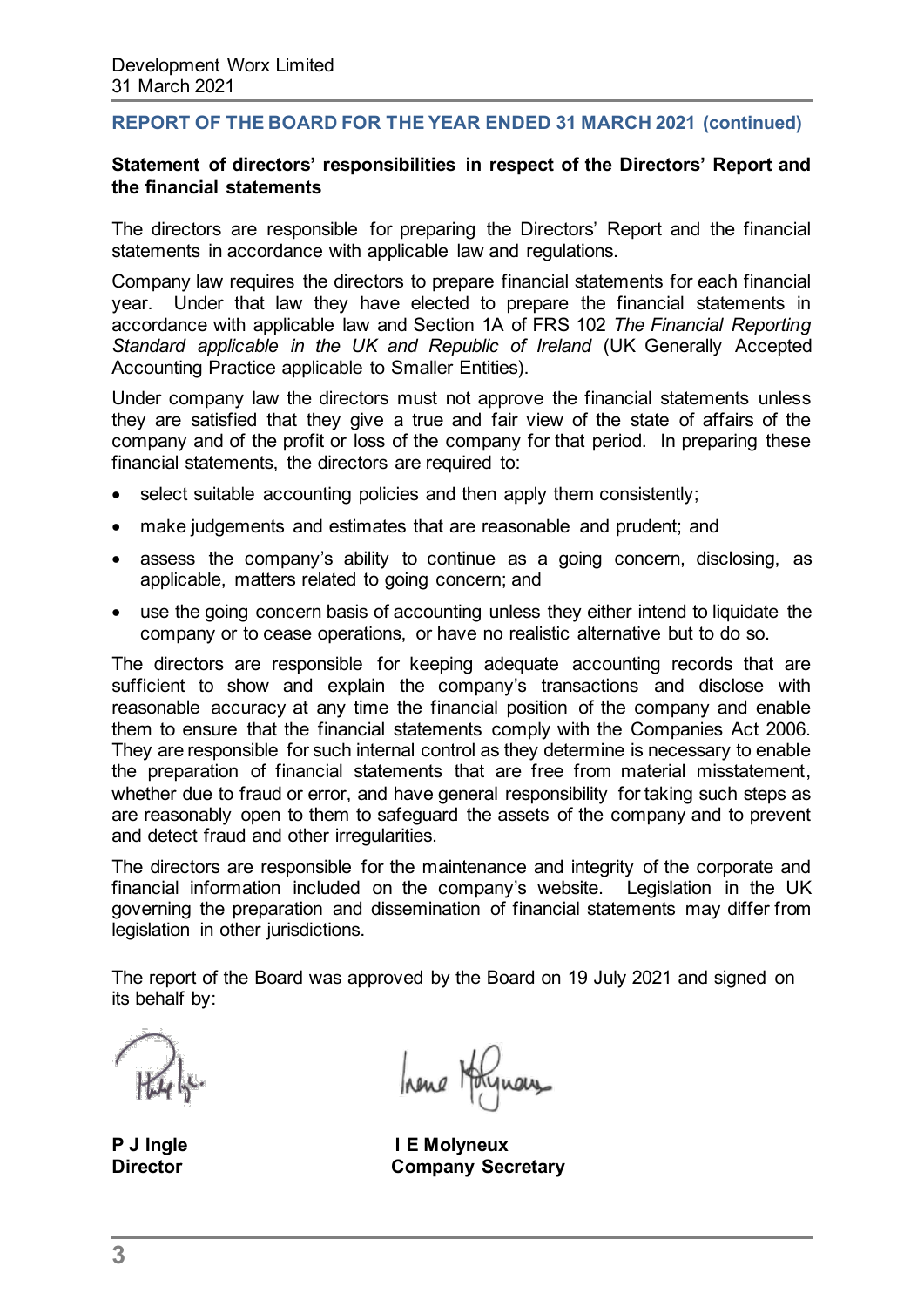## REPORT OF THE BOARD FOR THE YEAR ENDED 31 MARCH 2021 (continued)

### Statement of directors' responsibilities in respect of the Directors' Report and the financial statements

The directors are responsible for preparing the Directors' Report and the financial statements in accordance with applicable law and regulations.

Company law requires the directors to prepare financial statements for each financial year. Under that law they have elected to prepare the financial statements in accordance with applicable law and Section 1A of FRS 102 *The Financial Reporting Standard applicable in the UK and Republic of Ireland* (UK Generally Accepted Accounting Practice applicable to Smaller Entities).

Under company law the directors must not approve the financial statements unless they are satisfied that they give a true and fair view of the state of affairs of the company and of the profit or loss of the company for that period. In preparing these financial statements, the directors are required to:

- select suitable accounting policies and then apply them consistently;
- make judgements and estimates that are reasonable and prudent; and
- assess the company's ability to continue as a going concern, disclosing, as applicable, matters related to going concern; and
- use the going concern basis of accounting unless they either intend to liquidate the company or to cease operations, or have no realistic alternative but to do so.

The directors are responsible for keeping adequate accounting records that are sufficient to show and explain the company's transactions and disclose with reasonable accuracy at any time the financial position of the company and enable them to ensure that the financial statements comply with the Companies Act 2006. They are responsible for such internal control as they determine is necessary to enable the preparation of financial statements that are free from material misstatement, whether due to fraud or error, and have general responsibility for taking such steps as are reasonably open to them to safeguard the assets of the company and to prevent and detect fraud and other irregularities.

The directors are responsible for the maintenance and integrity of the corporate and financial information included on the company's website. Legislation in the UK governing the preparation and dissemination of financial statements may differ from legislation in other jurisdictions.

The report of the Board was approved by the Board on 19 July 2021 and signed on its behalf by:

**P J Ingle**
**Director**

**I E Molyneux**
**Company Secretary**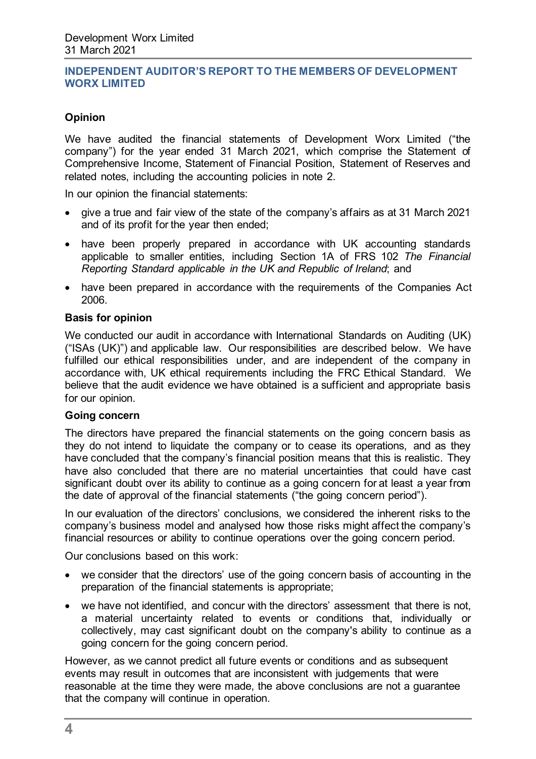## INDEPENDENT AUDITOR'S REPORT TO THE MEMBERS OF DEVELOPMENT WORX LIMITED

### Opinion

We have audited the financial statements of Development Worx Limited ("the company") for the year ended 31 March 2021, which comprise the Statement of Comprehensive Income, Statement of Financial Position, Statement of Reserves and related notes, including the accounting policies in note 2.

In our opinion the financial statements:

- give a true and fair view of the state of the company's affairs as at 31 March 2021 and of its profit for the year then ended;
- have been properly prepared in accordance with UK accounting standards applicable to smaller entities, including Section 1A of FRS 102 *The Financial Reporting Standard applicable in the UK and Republic of Ireland*; and
- have been prepared in accordance with the requirements of the Companies Act 2006.

### Basis for opinion

We conducted our audit in accordance with International Standards on Auditing (UK) ("ISAs (UK)") and applicable law. Our responsibilities are described below. We have fulfilled our ethical responsibilities under, and are independent of the company in accordance with, UK ethical requirements including the FRC Ethical Standard. We believe that the audit evidence we have obtained is a sufficient and appropriate basis for our opinion.

### Going concern

The directors have prepared the financial statements on the going concern basis as they do not intend to liquidate the company or to cease its operations, and as they have concluded that the company's financial position means that this is realistic. They have also concluded that there are no material uncertainties that could have cast significant doubt over its ability to continue as a going concern for at least a year from the date of approval of the financial statements ("the going concern period").

In our evaluation of the directors' conclusions, we considered the inherent risks to the company's business model and analysed how those risks might affect the company's financial resources or ability to continue operations over the going concern period.

Our conclusions based on this work:

- we consider that the directors' use of the going concern basis of accounting in the preparation of the financial statements is appropriate;
- we have not identified, and concur with the directors' assessment that there is not, a material uncertainty related to events or conditions that, individually or collectively, may cast significant doubt on the company's ability to continue as a going concern for the going concern period.

However, as we cannot predict all future events or conditions and as subsequent events may result in outcomes that are inconsistent with judgements that were reasonable at the time they were made, the above conclusions are not a guarantee that the company will continue in operation.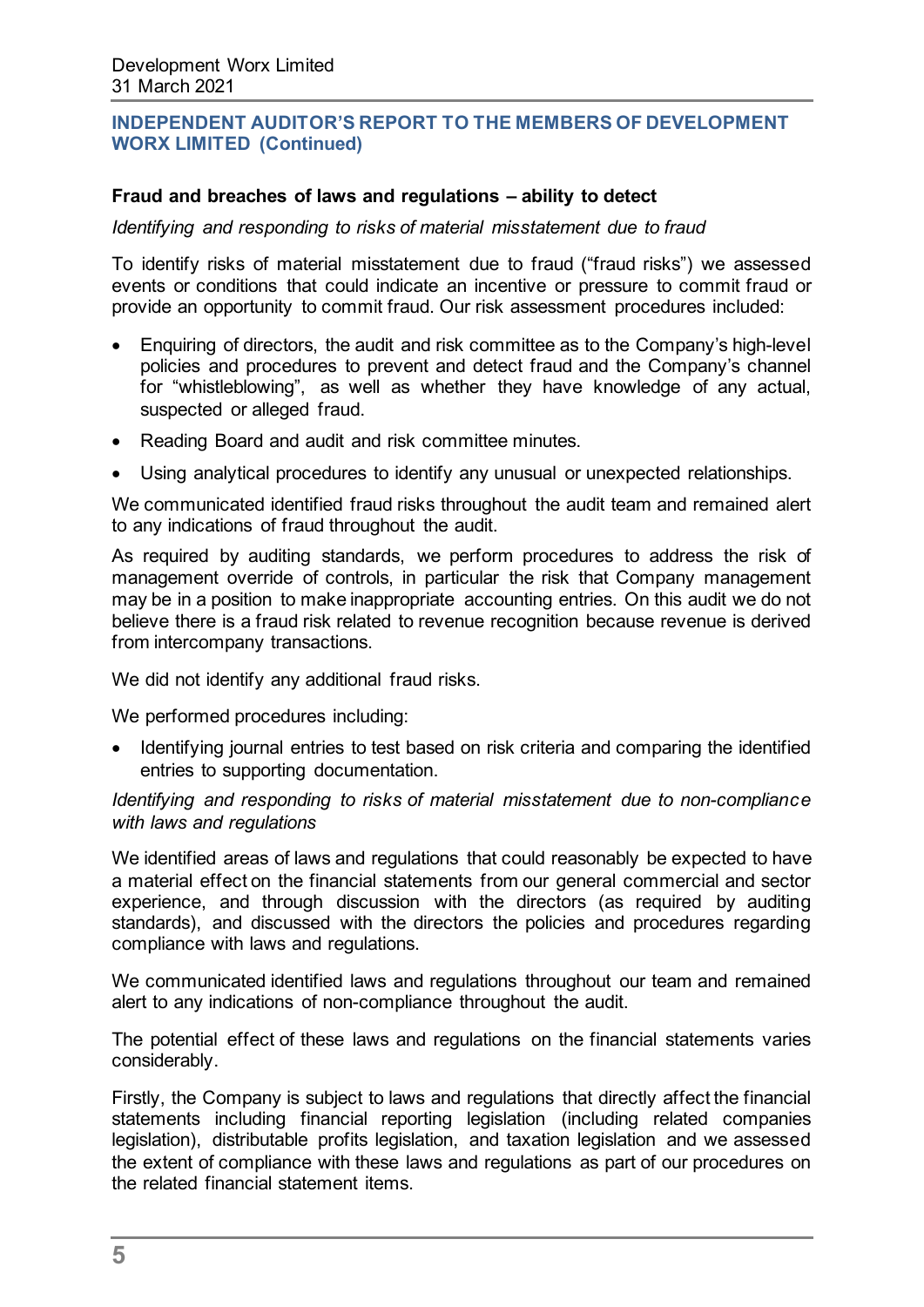## INDEPENDENT AUDITOR'S REPORT TO THE MEMBERS OF DEVELOPMENT WORX LIMITED (Continued)

### Fraud and breaches of laws and regulations – ability to detect

*Identifying and responding to risks of material misstatement due to fraud*

To identify risks of material misstatement due to fraud ("fraud risks") we assessed events or conditions that could indicate an incentive or pressure to commit fraud or provide an opportunity to commit fraud. Our risk assessment procedures included:

- Enquiring of directors, the audit and risk committee as to the Company's high-level policies and procedures to prevent and detect fraud and the Company's channel for "whistleblowing", as well as whether they have knowledge of any actual, suspected or alleged fraud.
- Reading Board and audit and risk committee minutes.
- Using analytical procedures to identify any unusual or unexpected relationships.

We communicated identified fraud risks throughout the audit team and remained alert to any indications of fraud throughout the audit.

As required by auditing standards, we perform procedures to address the risk of management override of controls, in particular the risk that Company management may be in a position to make inappropriate accounting entries. On this audit we do not believe there is a fraud risk related to revenue recognition because revenue is derived from intercompany transactions.

We did not identify any additional fraud risks.

We performed procedures including:

- Identifying journal entries to test based on risk criteria and comparing the identified entries to supporting documentation.

*Identifying and responding to risks of material misstatement due to non-compliance with laws and regulations*

We identified areas of laws and regulations that could reasonably be expected to have a material effect on the financial statements from our general commercial and sector experience, and through discussion with the directors (as required by auditing standards), and discussed with the directors the policies and procedures regarding compliance with laws and regulations.

We communicated identified laws and regulations throughout our team and remained alert to any indications of non-compliance throughout the audit.

The potential effect of these laws and regulations on the financial statements varies considerably.

Firstly, the Company is subject to laws and regulations that directly affect the financial statements including financial reporting legislation (including related companies legislation), distributable profits legislation, and taxation legislation and we assessed the extent of compliance with these laws and regulations as part of our procedures on the related financial statement items.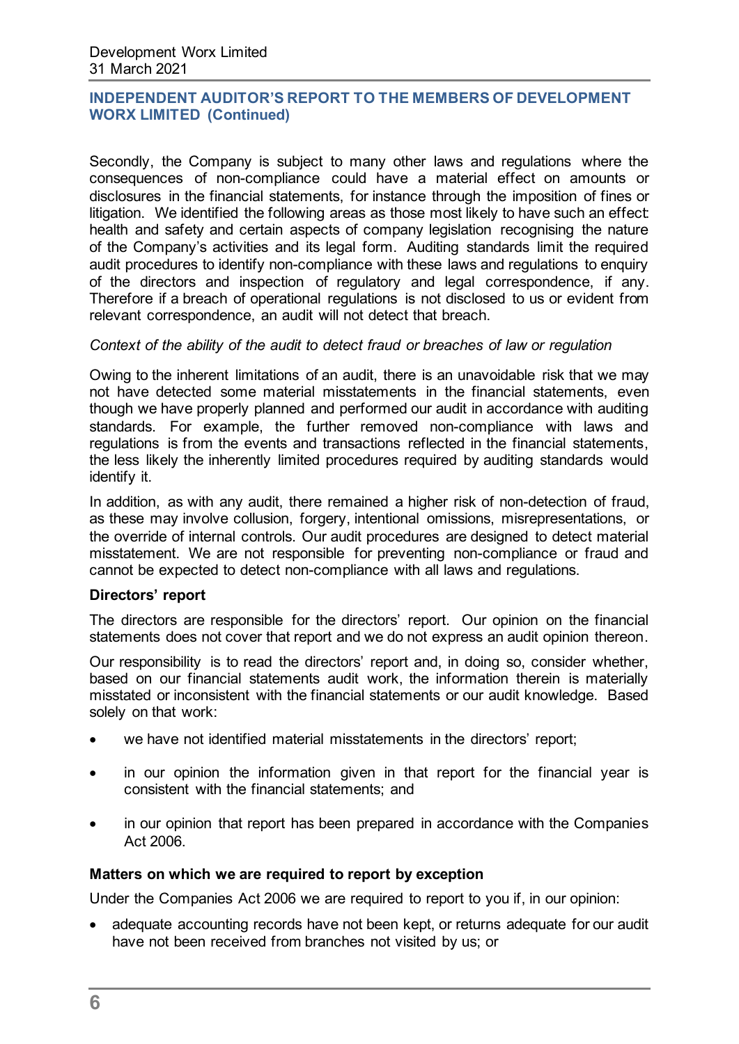Secondly, the Company is subject to many other laws and regulations where the consequences of non-compliance could have a material effect on amounts or disclosures in the financial statements, for instance through the imposition of fines or litigation. We identified the following areas as those most likely to have such an effect: health and safety and certain aspects of company legislation recognising the nature of the Company's activities and its legal form. Auditing standards limit the required audit procedures to identify non-compliance with these laws and regulations to enquiry of the directors and inspection of regulatory and legal correspondence, if any. Therefore if a breach of operational regulations is not disclosed to us or evident from relevant correspondence, an audit will not detect that breach.

*Context of the ability of the audit to detect fraud or breaches of law or regulation*

Owing to the inherent limitations of an audit, there is an unavoidable risk that we may not have detected some material misstatements in the financial statements, even though we have properly planned and performed our audit in accordance with auditing standards. For example, the further removed non-compliance with laws and regulations is from the events and transactions reflected in the financial statements, the less likely the inherently limited procedures required by auditing standards would identify it.

In addition, as with any audit, there remained a higher risk of non-detection of fraud, as these may involve collusion, forgery, intentional omissions, misrepresentations, or the override of internal controls. Our audit procedures are designed to detect material misstatement. We are not responsible for preventing non-compliance or fraud and cannot be expected to detect non-compliance with all laws and regulations.

**Directors' report**

The directors are responsible for the directors' report. Our opinion on the financial statements does not cover that report and we do not express an audit opinion thereon.

Our responsibility is to read the directors' report and, in doing so, consider whether, based on our financial statements audit work, the information therein is materially misstated or inconsistent with the financial statements or our audit knowledge. Based solely on that work:

- we have not identified material misstatements in the directors' report;
- in our opinion the information given in that report for the financial year is consistent with the financial statements; and
- in our opinion that report has been prepared in accordance with the Companies Act 2006.

**Matters on which we are required to report by exception**

Under the Companies Act 2006 we are required to report to you if, in our opinion:

- adequate accounting records have not been kept, or returns adequate for our audit have not been received from branches not visited by us; or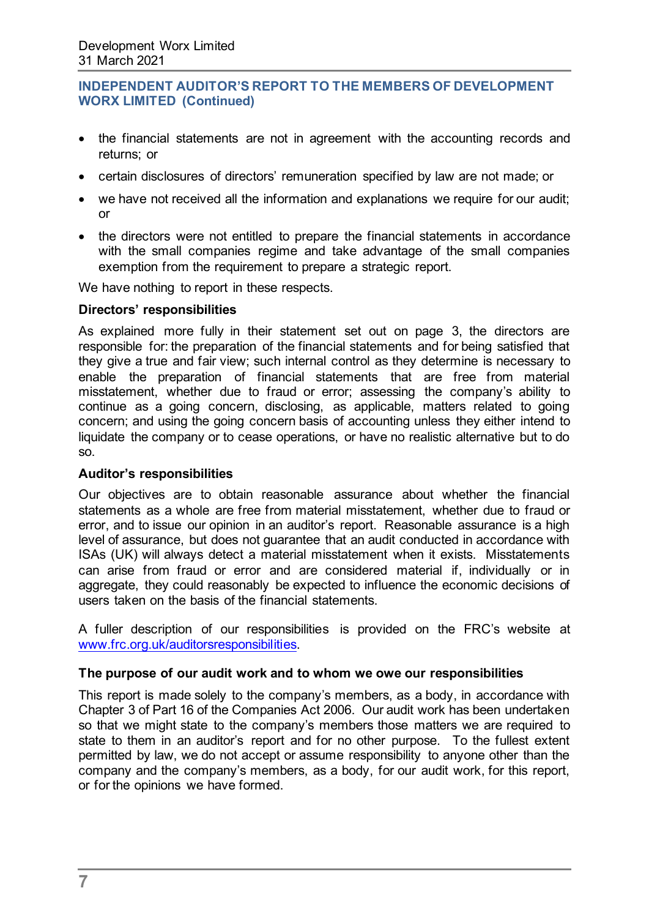- the financial statements are not in agreement with the accounting records and returns; or
- certain disclosures of directors' remuneration specified by law are not made; or
- we have not received all the information and explanations we require for our audit; or
- the directors were not entitled to prepare the financial statements in accordance with the small companies regime and take advantage of the small companies exemption from the requirement to prepare a strategic report.

We have nothing to report in these respects.

**Directors' responsibilities**

As explained more fully in their statement set out on page 3, the directors are responsible for: the preparation of the financial statements and for being satisfied that they give a true and fair view; such internal control as they determine is necessary to enable the preparation of financial statements that are free from material misstatement, whether due to fraud or error; assessing the company's ability to continue as a going concern, disclosing, as applicable, matters related to going concern; and using the going concern basis of accounting unless they either intend to liquidate the company or to cease operations, or have no realistic alternative but to do so.

**Auditor's responsibilities**

Our objectives are to obtain reasonable assurance about whether the financial statements as a whole are free from material misstatement, whether due to fraud or error, and to issue our opinion in an auditor's report. Reasonable assurance is a high level of assurance, but does not guarantee that an audit conducted in accordance with ISAs (UK) will always detect a material misstatement when it exists. Misstatements can arise from fraud or error and are considered material if, individually or in aggregate, they could reasonably be expected to influence the economic decisions of users taken on the basis of the financial statements.

A fuller description of our responsibilities is provided on the FRC's website at www.frc.org.uk/auditorsresponsibilities.

**The purpose of our audit work and to whom we owe our responsibilities**

This report is made solely to the company's members, as a body, in accordance with Chapter 3 of Part 16 of the Companies Act 2006. Our audit work has been undertaken so that we might state to the company's members those matters we are required to state to them in an auditor's report and for no other purpose. To the fullest extent permitted by law, we do not accept or assume responsibility to anyone other than the company and the company's members, as a body, for our audit work, for this report, or for the opinions we have formed.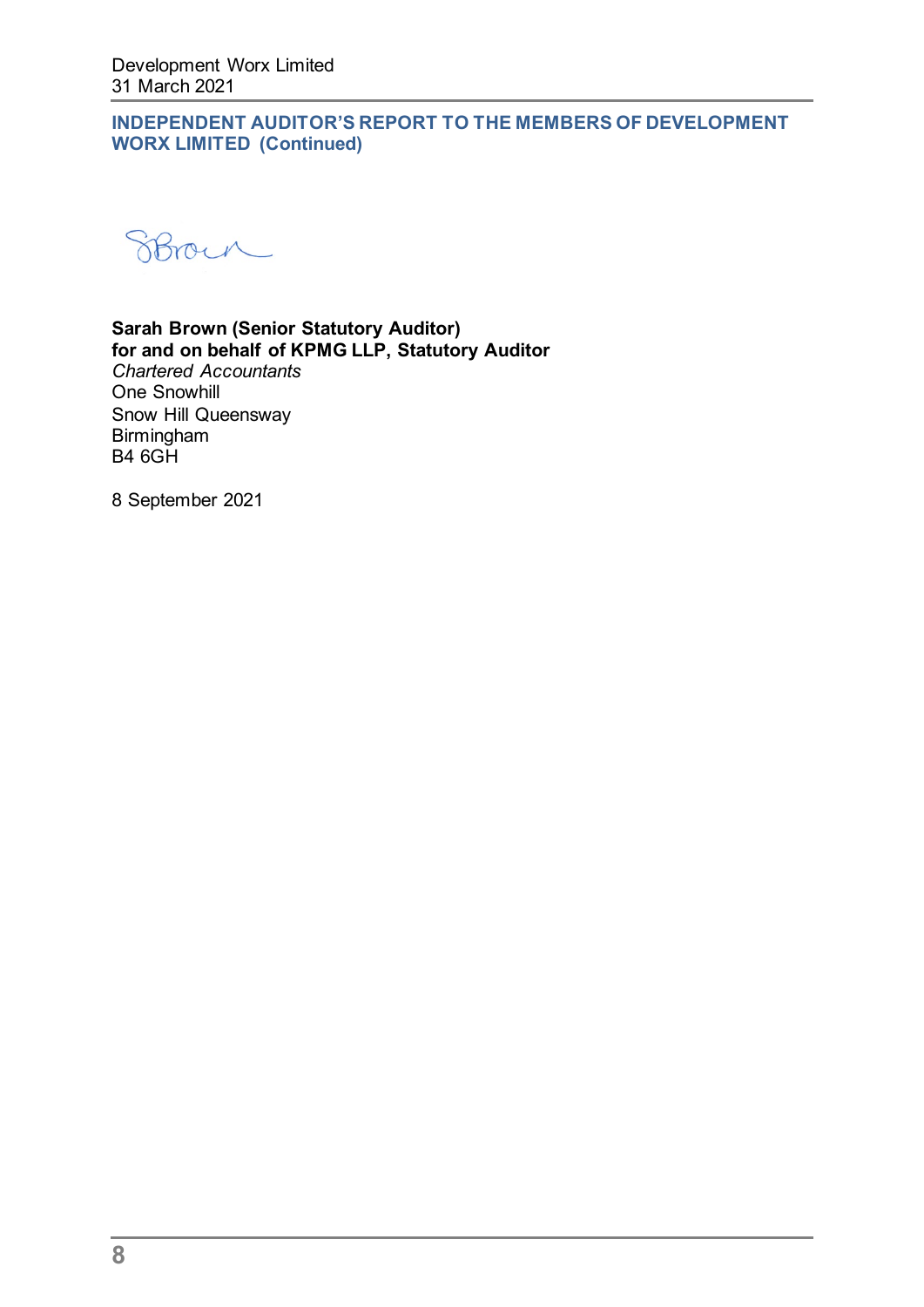## INDEPENDENT AUDITOR'S REPORT TO THE MEMBERS OF DEVELOPMENT WORX LIMITED (Continued)

**Sarah Brown (Senior Statutory Auditor)**
**for and on behalf of KPMG LLP, Statutory Auditor**
*Chartered Accountants*
One Snowhill
Snow Hill Queensway
Birmingham
B4 6GH

8 September 2021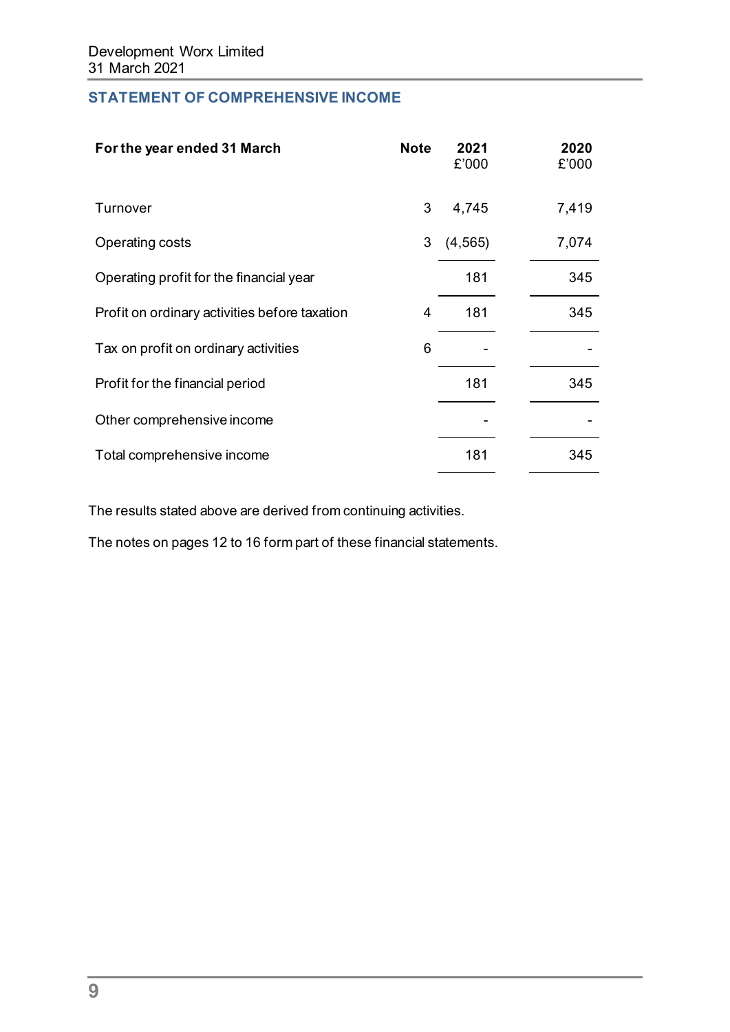Development Worx Limited
31 March 2021

## STATEMENT OF COMPREHENSIVE INCOME

| For the year ended 31 March | Note | 2021<br>£'000 | 2020<br>£'000 |
|---|---|---|---|
| Turnover | 3 | 4,745 | 7,419 |
| Operating costs | 3 | (4,565) | 7,074 |
| Operating profit for the financial year | | 181 | 345 |
| Profit on ordinary activities before taxation | 4 | 181 | 345 |
| Tax on profit on ordinary activities | 6 | - | - |
| Profit for the financial period | | 181 | 345 |
| Other comprehensive income | | - | - |
| Total comprehensive income | | 181 | 345 |

The results stated above are derived from continuing activities.

The notes on pages 12 to 16 form part of these financial statements.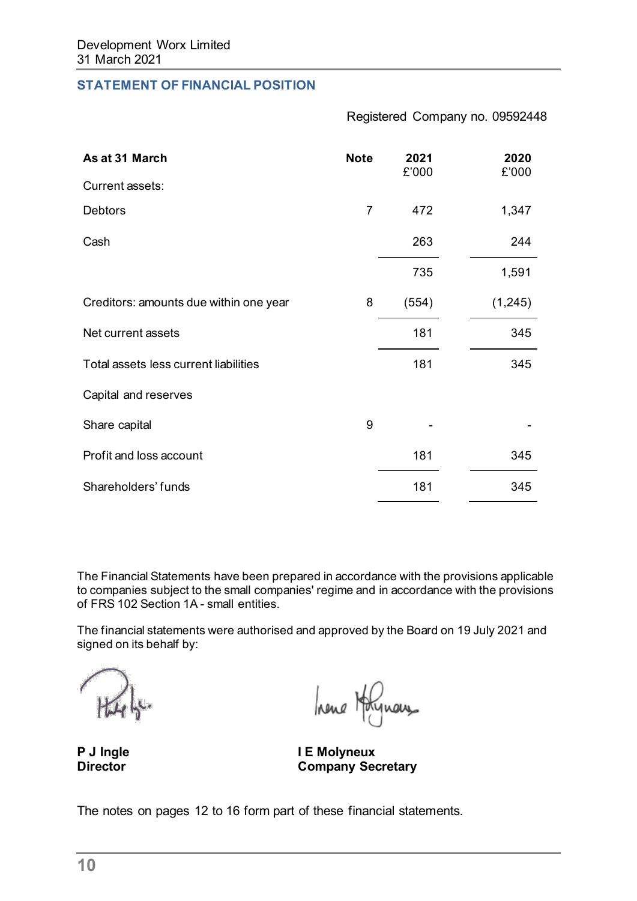Development Worx Limited
31 March 2021

## STATEMENT OF FINANCIAL POSITION

Registered Company no. 09592448

| As at 31 March | Note | 2021 £'000 | 2020 £'000 |
|---|---|---|---|
| Current assets: | | | |
| Debtors | 7 | 472 | 1,347 |
| Cash | | 263 | 244 |
| | | 735 | 1,591 |
| Creditors: amounts due within one year | 8 | (554) | (1,245) |
| Net current assets | | 181 | 345 |
| Total assets less current liabilities | | 181 | 345 |
| Capital and reserves | | | |
| Share capital | 9 | - | - |
| Profit and loss account | | 181 | 345 |
| Shareholders' funds | | 181 | 345 |

The Financial Statements have been prepared in accordance with the provisions applicable to companies subject to the small companies' regime and in accordance with the provisions of FRS 102 Section 1A - small entities.

The financial statements were authorised and approved by the Board on 19 July 2021 and signed on its behalf by:

**P J Ingle**
**Director**

**I E Molyneux**
**Company Secretary**

The notes on pages 12 to 16 form part of these financial statements.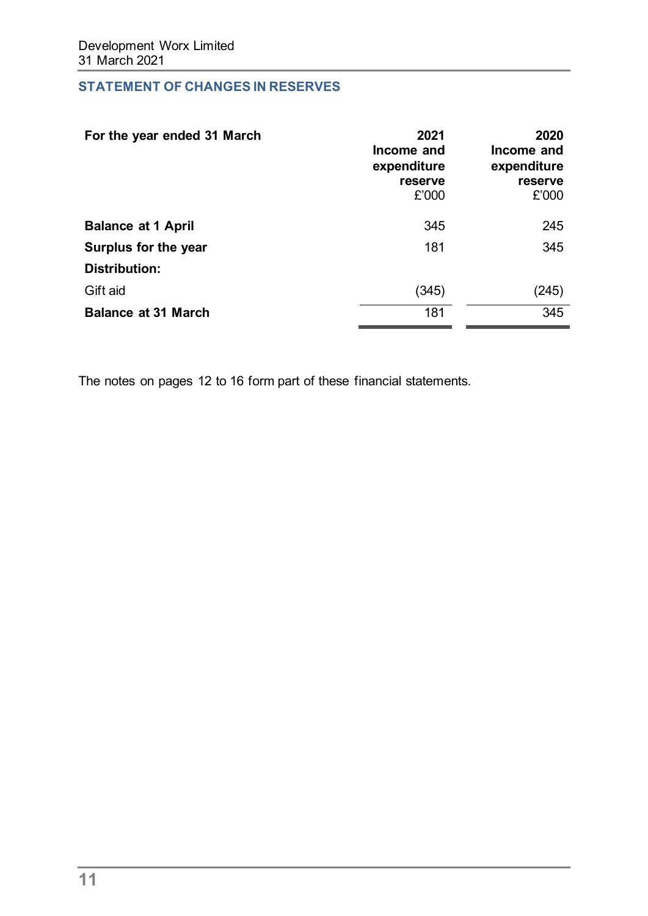Development Worx Limited
31 March 2021

## STATEMENT OF CHANGES IN RESERVES

| For the year ended 31 March | 2021 Income and expenditure reserve £'000 | 2020 Income and expenditure reserve £'000 |
|---|---|---|
| **Balance at 1 April** | 345 | 245 |
| **Surplus for the year** | 181 | 345 |
| **Distribution:** | | |
| Gift aid | (345) | (245) |
| **Balance at 31 March** | 181 | 345 |

The notes on pages 12 to 16 form part of these financial statements.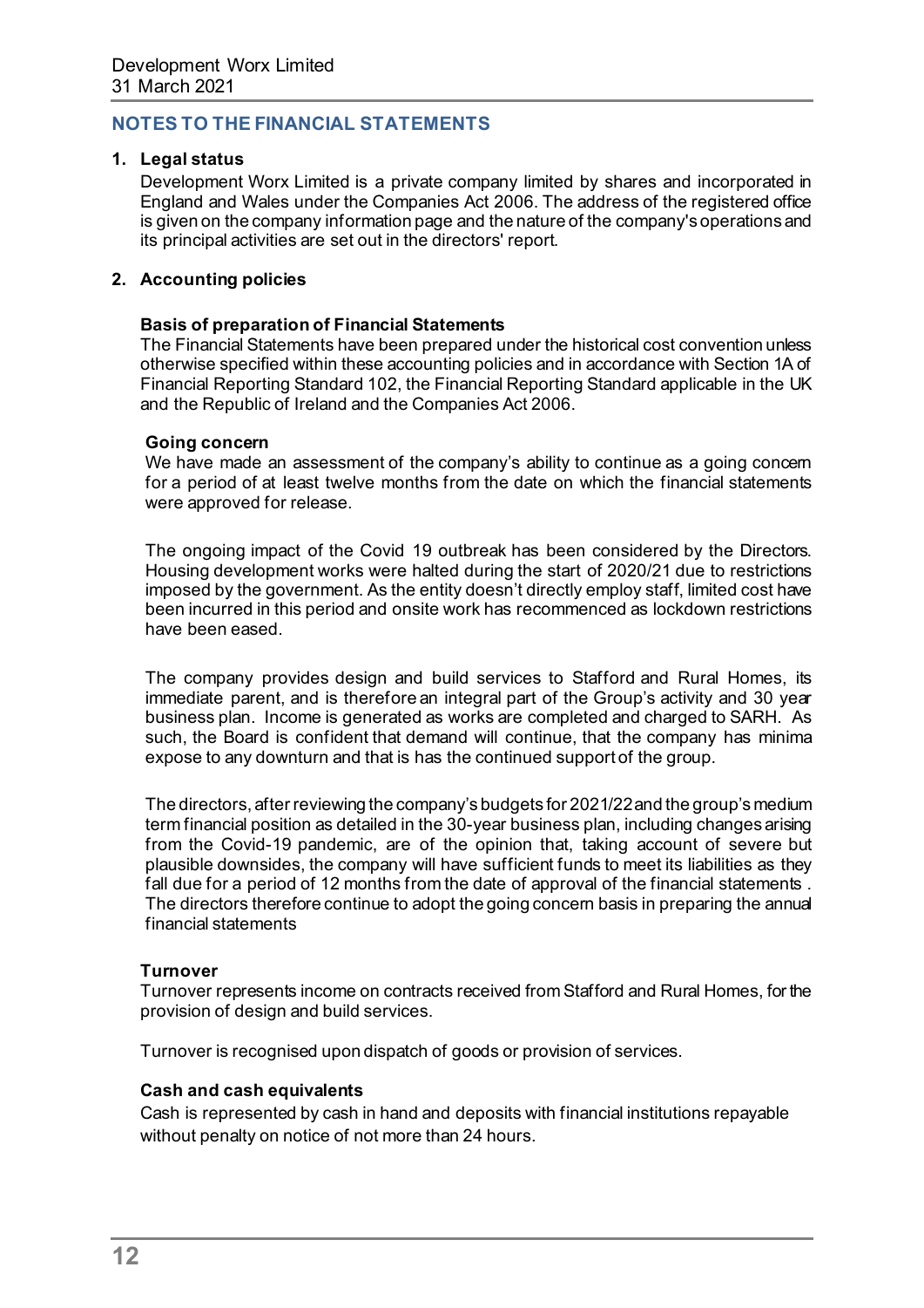## NOTES TO THE FINANCIAL STATEMENTS

### 1. Legal status

Development Worx Limited is a private company limited by shares and incorporated in England and Wales under the Companies Act 2006. The address of the registered office is given on the company information page and the nature of the company's operations and its principal activities are set out in the directors' report.

### 2. Accounting policies

**Basis of preparation of Financial Statements**

The Financial Statements have been prepared under the historical cost convention unless otherwise specified within these accounting policies and in accordance with Section 1A of Financial Reporting Standard 102, the Financial Reporting Standard applicable in the UK and the Republic of Ireland and the Companies Act 2006.

**Going concern**

We have made an assessment of the company's ability to continue as a going concern for a period of at least twelve months from the date on which the financial statements were approved for release.

The ongoing impact of the Covid 19 outbreak has been considered by the Directors. Housing development works were halted during the start of 2020/21 due to restrictions imposed by the government. As the entity doesn't directly employ staff, limited cost have been incurred in this period and onsite work has recommenced as lockdown restrictions have been eased.

The company provides design and build services to Stafford and Rural Homes, its immediate parent, and is therefore an integral part of the Group's activity and 30 year business plan. Income is generated as works are completed and charged to SARH. As such, the Board is confident that demand will continue, that the company has minima expose to any downturn and that is has the continued support of the group.

The directors, after reviewing the company's budgets for 2021/22 and the group's medium term financial position as detailed in the 30-year business plan, including changes arising from the Covid-19 pandemic, are of the opinion that, taking account of severe but plausible downsides, the company will have sufficient funds to meet its liabilities as they fall due for a period of 12 months from the date of approval of the financial statements . The directors therefore continue to adopt the going concern basis in preparing the annual financial statements

**Turnover**

Turnover represents income on contracts received from Stafford and Rural Homes, for the provision of design and build services.

Turnover is recognised upon dispatch of goods or provision of services.

**Cash and cash equivalents**

Cash is represented by cash in hand and deposits with financial institutions repayable without penalty on notice of not more than 24 hours.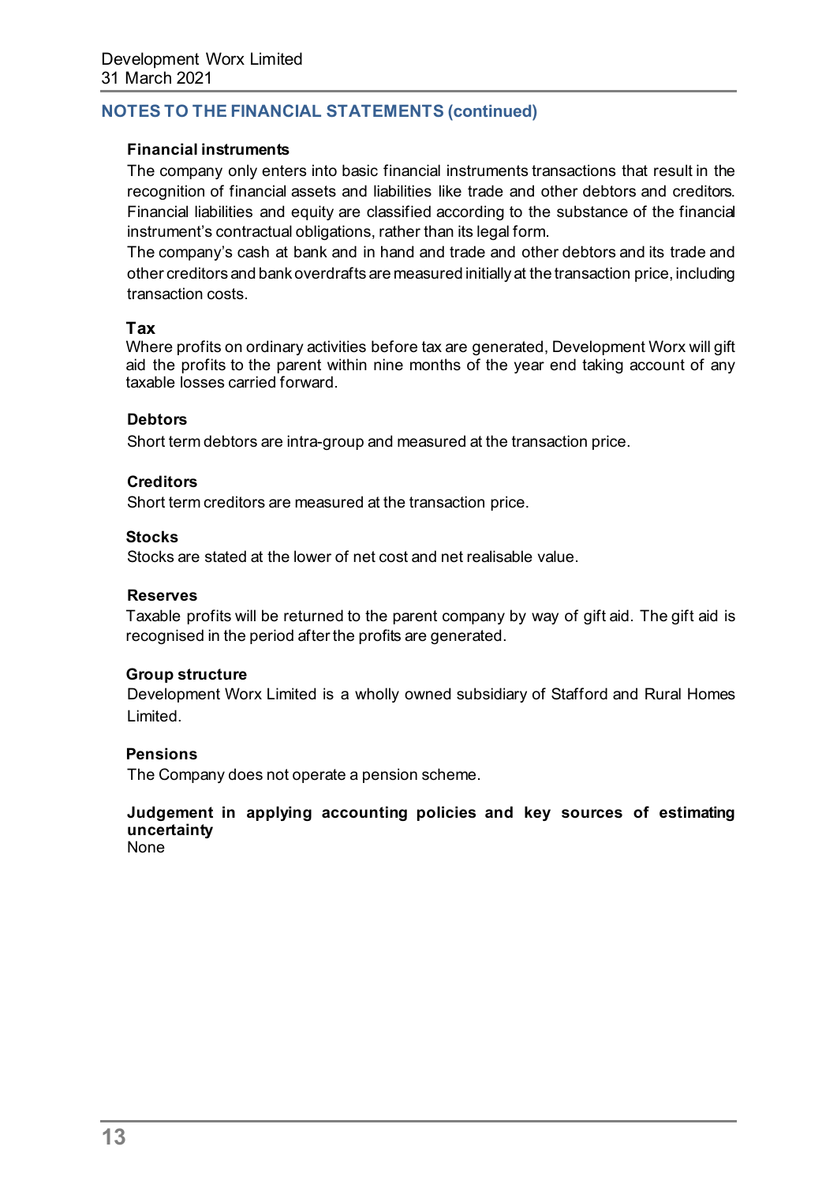## NOTES TO THE FINANCIAL STATEMENTS (continued)

**Financial instruments**

The company only enters into basic financial instruments transactions that result in the recognition of financial assets and liabilities like trade and other debtors and creditors. Financial liabilities and equity are classified according to the substance of the financial instrument's contractual obligations, rather than its legal form.

The company's cash at bank and in hand and trade and other debtors and its trade and other creditors and bank overdrafts are measured initially at the transaction price, including transaction costs.

**Tax**

Where profits on ordinary activities before tax are generated, Development Worx will gift aid the profits to the parent within nine months of the year end taking account of any taxable losses carried forward.

**Debtors**

Short term debtors are intra-group and measured at the transaction price.

**Creditors**

Short term creditors are measured at the transaction price.

**Stocks**

Stocks are stated at the lower of net cost and net realisable value.

**Reserves**

Taxable profits will be returned to the parent company by way of gift aid. The gift aid is recognised in the period after the profits are generated.

**Group structure**

Development Worx Limited is a wholly owned subsidiary of Stafford and Rural Homes Limited.

**Pensions**

The Company does not operate a pension scheme.

**Judgement in applying accounting policies and key sources of estimating uncertainty**

None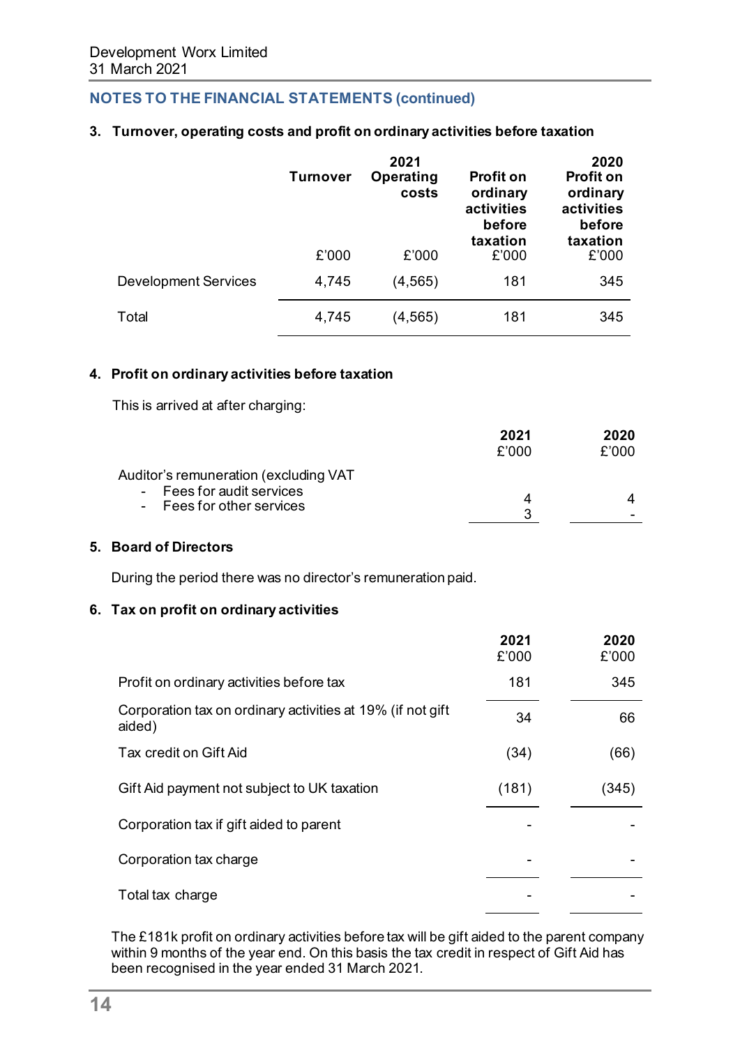## NOTES TO THE FINANCIAL STATEMENTS (continued)

### 3. Turnover, operating costs and profit on ordinary activities before taxation

| | Turnover | 2021 Operating costs | Profit on ordinary activities before taxation | 2020 Profit on ordinary activities before taxation |
|---|---|---|---|---|
| | £'000 | £'000 | £'000 | £'000 |
| Development Services | 4,745 | (4,565) | 181 | 345 |
| Total | 4,745 | (4,565) | 181 | 345 |

### 4. Profit on ordinary activities before taxation

This is arrived at after charging:

| | 2021 £'000 | 2020 £'000 |
|---|---|---|
| Auditor's remuneration (excluding VAT | | |
| - Fees for audit services | 4 | 4 |
| - Fees for other services | 3 | - |

### 5. Board of Directors

During the period there was no director's remuneration paid.

### 6. Tax on profit on ordinary activities

| | 2021 £'000 | 2020 £'000 |
|---|---|---|
| Profit on ordinary activities before tax | 181 | 345 |
| Corporation tax on ordinary activities at 19% (if not gift aided) | 34 | 66 |
| Tax credit on Gift Aid | (34) | (66) |
| Gift Aid payment not subject to UK taxation | (181) | (345) |
| Corporation tax if gift aided to parent | - | - |
| Corporation tax charge | - | - |
| Total tax charge | - | - |

The £181k profit on ordinary activities before tax will be gift aided to the parent company within 9 months of the year end. On this basis the tax credit in respect of Gift Aid has been recognised in the year ended 31 March 2021.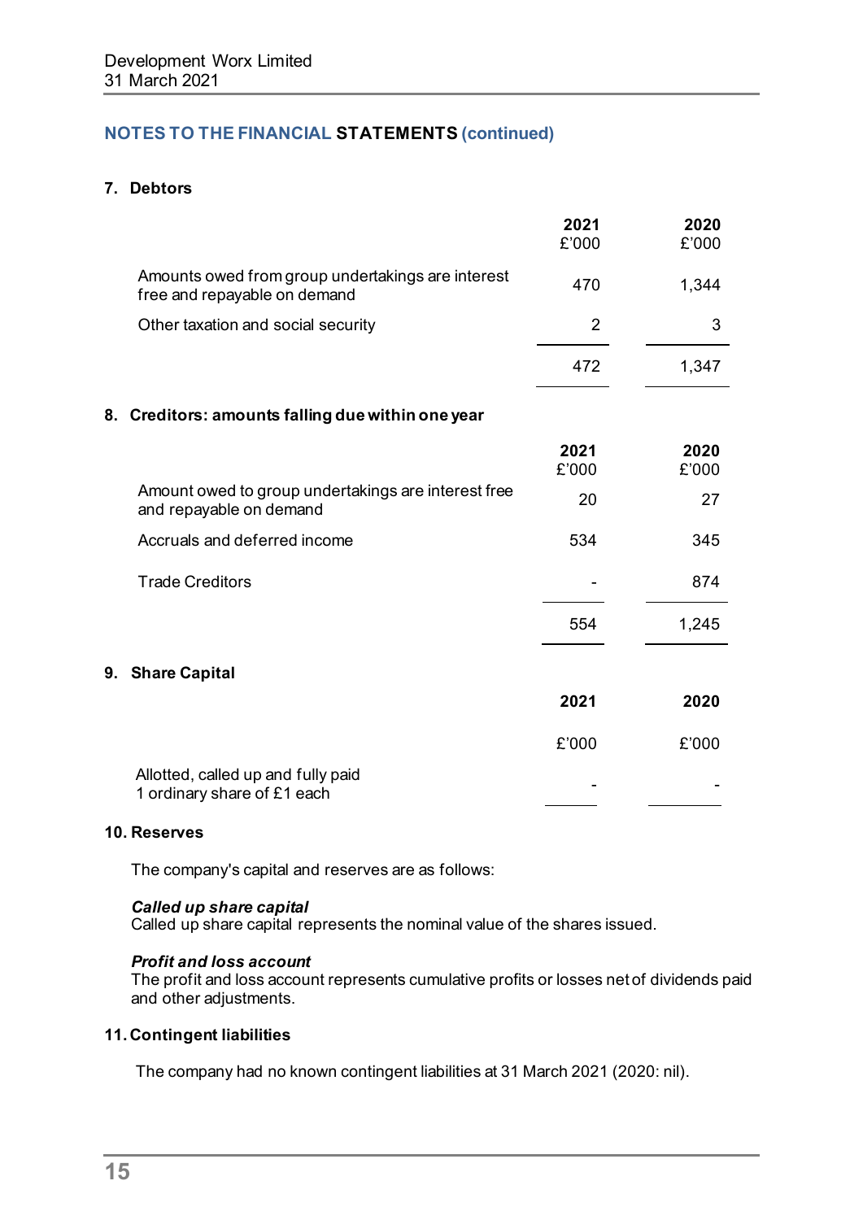## NOTES TO THE FINANCIAL STATEMENTS (continued)

### 7. Debtors

| | 2021 £'000 | 2020 £'000 |
|---|---|---|
| Amounts owed from group undertakings are interest free and repayable on demand | 470 | 1,344 |
| Other taxation and social security | 2 | 3 |
| | 472 | 1,347 |

### 8. Creditors: amounts falling due within one year

| | 2021 £'000 | 2020 £'000 |
|---|---|---|
| Amount owed to group undertakings are interest free and repayable on demand | 20 | 27 |
| Accruals and deferred income | 534 | 345 |
| Trade Creditors | - | 874 |
| | 554 | 1,245 |

### 9. Share Capital

| | 2021 | 2020 |
|---|---|---|
| | £'000 | £'000 |
| Allotted, called up and fully paid<br>1 ordinary share of £1 each | - | - |

### 10. Reserves

The company's capital and reserves are as follows:

***Called up share capital***
Called up share capital represents the nominal value of the shares issued.

***Profit and loss account***
The profit and loss account represents cumulative profits or losses net of dividends paid and other adjustments.

### 11. Contingent liabilities

The company had no known contingent liabilities at 31 March 2021 (2020: nil).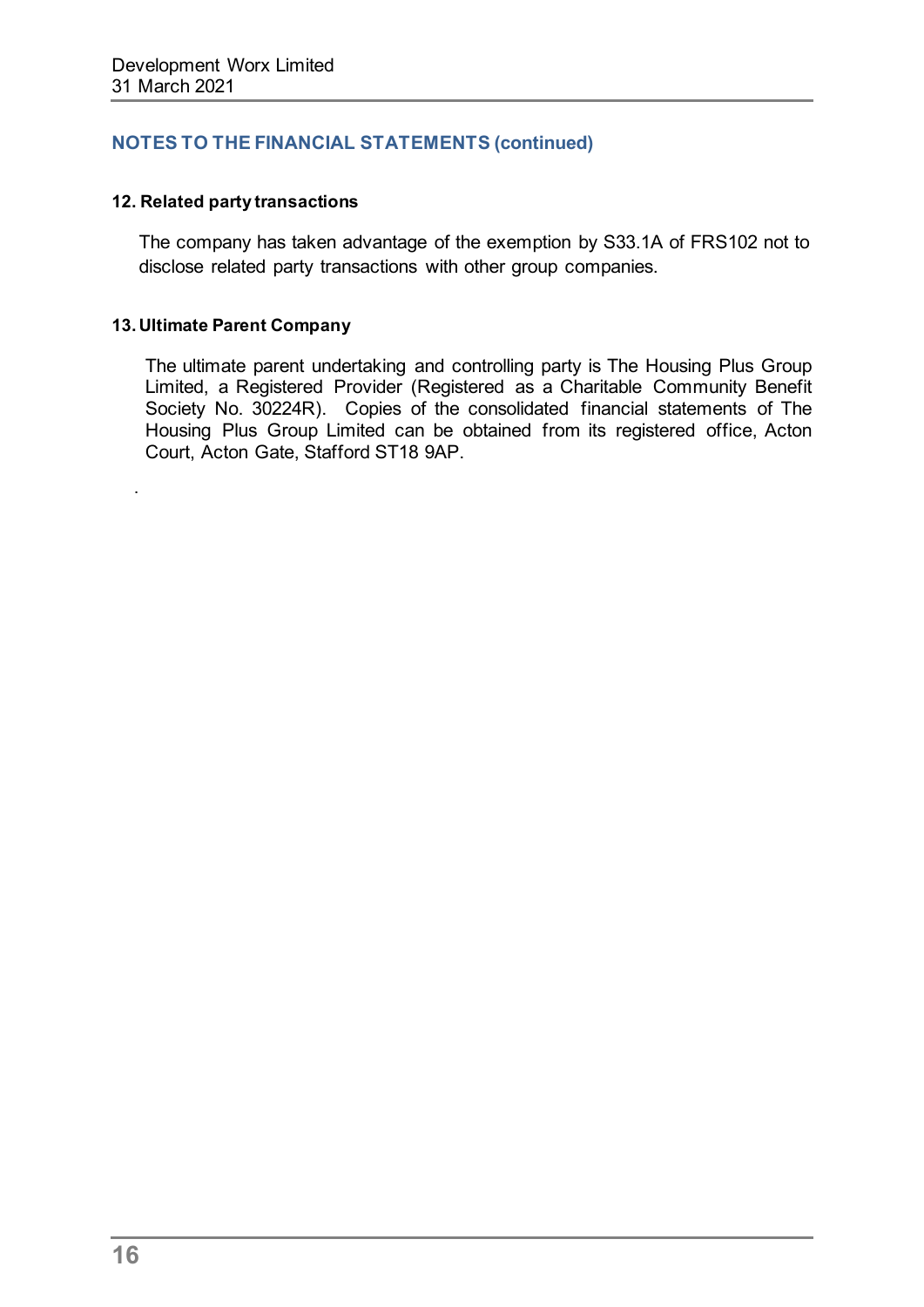## NOTES TO THE FINANCIAL STATEMENTS (continued)

### 12. Related party transactions

The company has taken advantage of the exemption by S33.1A of FRS102 not to disclose related party transactions with other group companies.

### 13. Ultimate Parent Company

The ultimate parent undertaking and controlling party is The Housing Plus Group Limited, a Registered Provider (Registered as a Charitable Community Benefit Society No. 30224R). Copies of the consolidated financial statements of The Housing Plus Group Limited can be obtained from its registered office, Acton Court, Acton Gate, Stafford ST18 9AP.